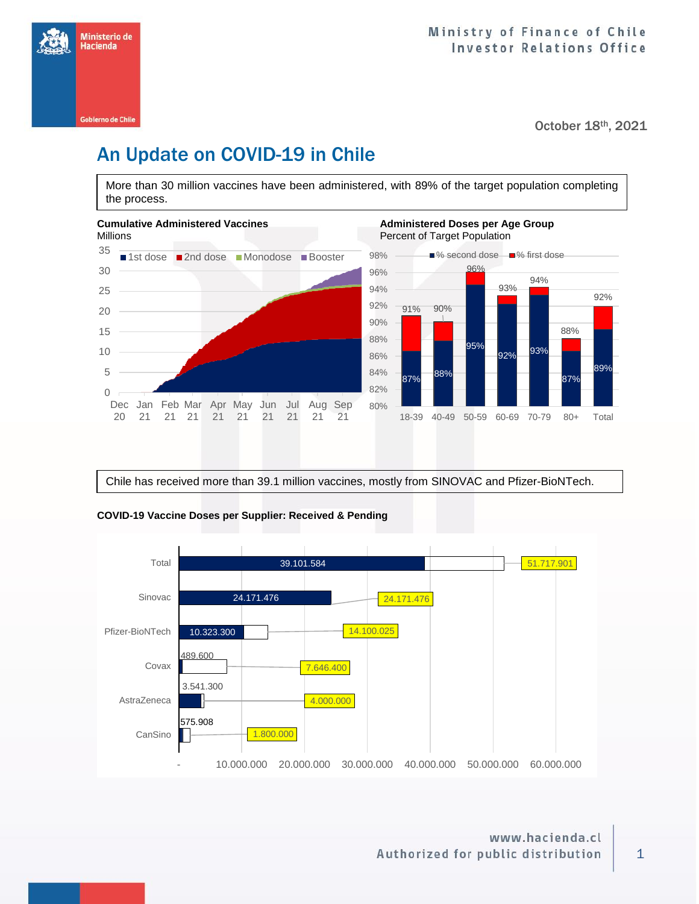October 18th, 2021

# An Update on COVID-19 in Chile

More than 30 million vaccines have been administered, with 89% of the target population completing the process.

**Cumulative Administered Vaccines**
Millions

**Administered Doses per Age Group**
Percent of Target Population

| Age group | % second dose | % first dose |
|---|---|---|
| 18-39 | 87% | 91% |
| 40-49 | 88% | 90% |
| 50-59 | 95% | 96% |
| 60-69 | 92% | 93% |
| 70-79 | 93% | 94% |
| 80+ | 87% | 88% |
| Total | 89% | 92% |

Chile has received more than 39.1 million vaccines, mostly from SINOVAC and Pfizer-BioNTech.

**COVID-19 Vaccine Doses per Supplier: Received & Pending**

| Supplier | Received | Total |
|---|---|---|
| Total | 39.101.584 | 51.717.901 |
| Sinovac | 24.171.476 | 24.171.476 |
| Pfizer-BioNTech | 10.323.300 | 14.100.025 |
| Covax | 489.600 | 7.646.400 |
| AstraZeneca | 3.541.300 | 4.000.000 |
| CanSino | 575.908 | 1.800.000 |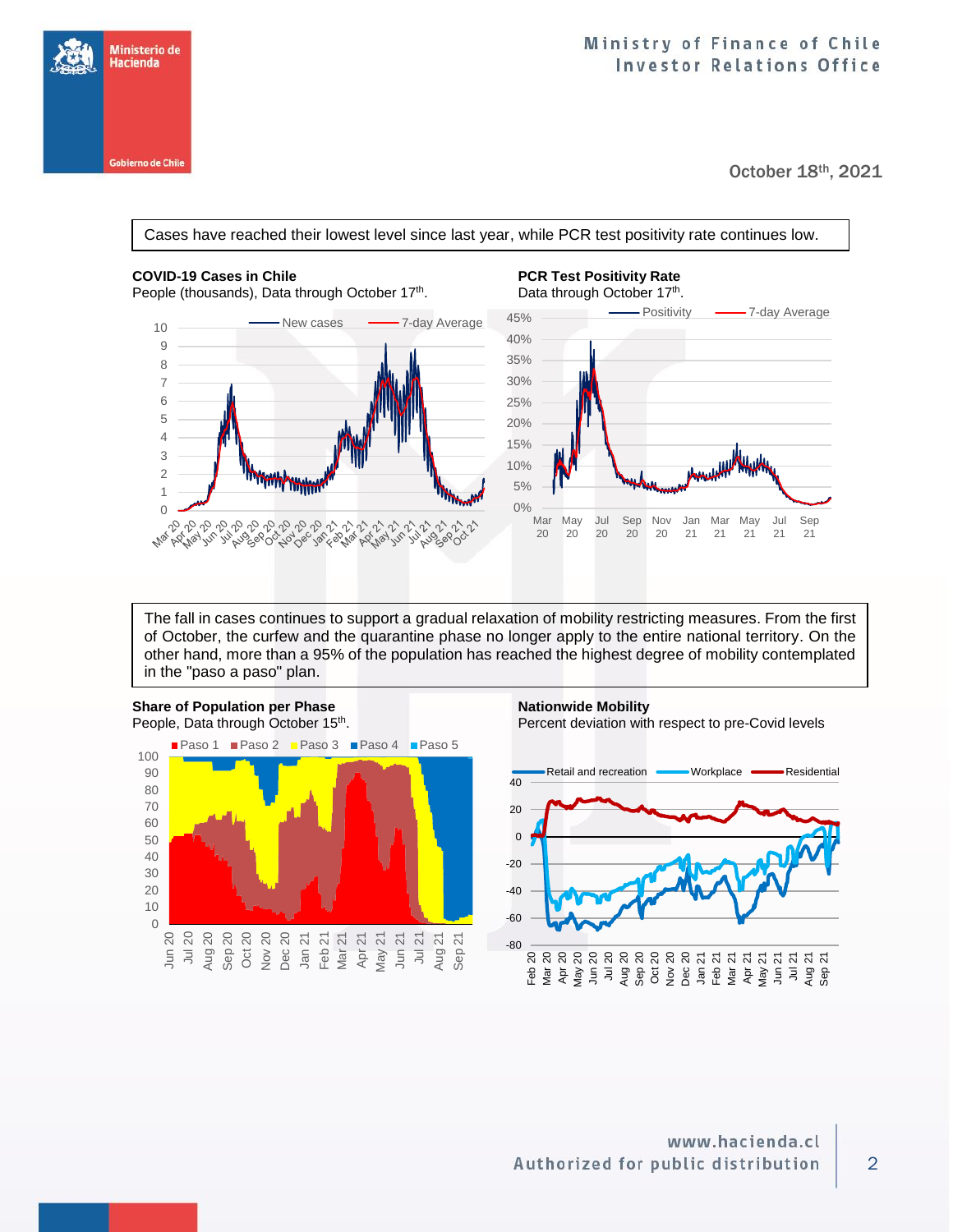October 18th, 2021

Cases have reached their lowest level since last year, while PCR test positivity rate continues low.

**COVID-19 Cases in Chile**
People (thousands), Data through October 17th.

**PCR Test Positivity Rate**
Data through October 17th.

The fall in cases continues to support a gradual relaxation of mobility restricting measures. From the first of October, the curfew and the quarantine phase no longer apply to the entire national territory. On the other hand, more than a 95% of the population has reached the highest degree of mobility contemplated in the "paso a paso" plan.

**Share of Population per Phase**
People, Data through October 15th.

**Nationwide Mobility**
Percent deviation with respect to pre-Covid levels

www.hacienda.cl
Authorized for public distribution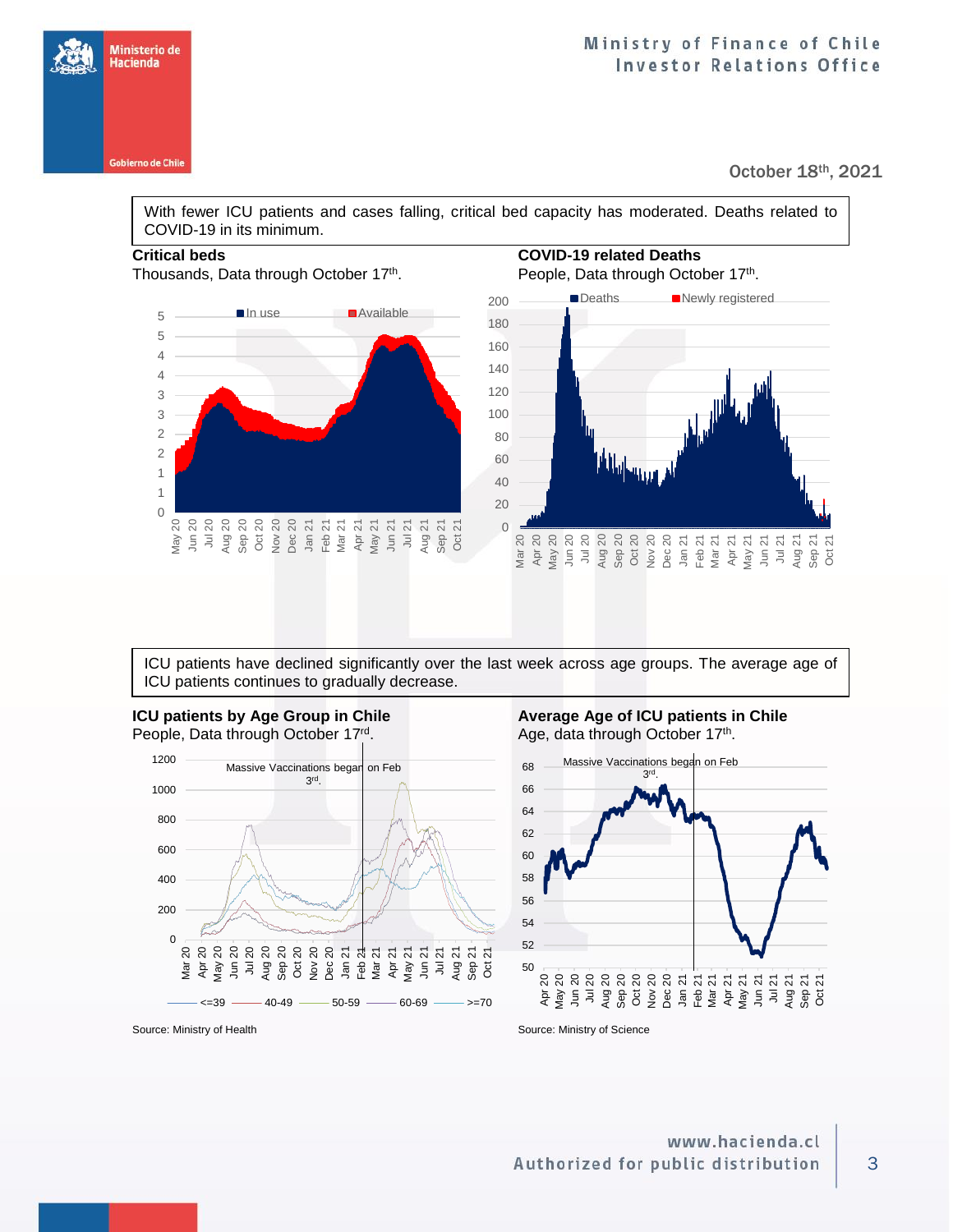With fewer ICU patients and cases falling, critical bed capacity has moderated. Deaths related to COVID-19 in its minimum.

**Critical beds**
Thousands, Data through October 17th.

In use
Available

5
5
4
4
3
3
2
2
1
1
0

May 20
Jun 20
Jul 20
Aug 20
Sep 20
Oct 20
Nov 20
Dec 20
Jan 21
Feb 21
Mar 21
Apr 21
May 21
Jun 21
Jul 21
Aug 21
Sep 21
Oct 21

**COVID-19 related Deaths**
People, Data through October 17th.

Deaths
Newly registered

200
180
160
140
120
100
80
60
40
20
0

Mar 20
Apr 20
May 20
Jun 20
Jul 20
Aug 20
Sep 20
Oct 20
Nov 20
Dec 20
Jan 21
Feb 21
Mar 21
Apr 21
May 21
Jun 21
Jul 21
Aug 21
Sep 21
Oct 21

ICU patients have declined significantly over the last week across age groups. The average age of ICU patients continues to gradually decrease.

**ICU patients by Age Group in Chile**
People, Data through October 17rd.

Massive Vaccinations began on Feb 3rd.

1200
1000
800
600
400
200
0

Mar 20
Apr 20
May 20
Jun 20
Jul 20
Aug 20
Sep 20
Oct 20
Nov 20
Dec 20
Jan 21
Feb 21
Mar 21
Apr 21
May 21
Jun 21
Jul 21
Aug 21
Sep 21
Oct 21

<=39
40-49
50-59
60-69
>=70

Source: Ministry of Health

**Average Age of ICU patients in Chile**
Age, data through October 17th.

Massive Vaccinations began on Feb 3rd.

68
66
64
62
60
58
56
54
52
50

Apr 20
May 20
Jun 20
Jul 20
Aug 20
Sep 20
Oct 20
Nov 20
Dec 20
Jan 21
Feb 21
Mar 21
Apr 21
May 21
Jun 21
Jul 21
Aug 21
Sep 21
Oct 21

Source: Ministry of Science